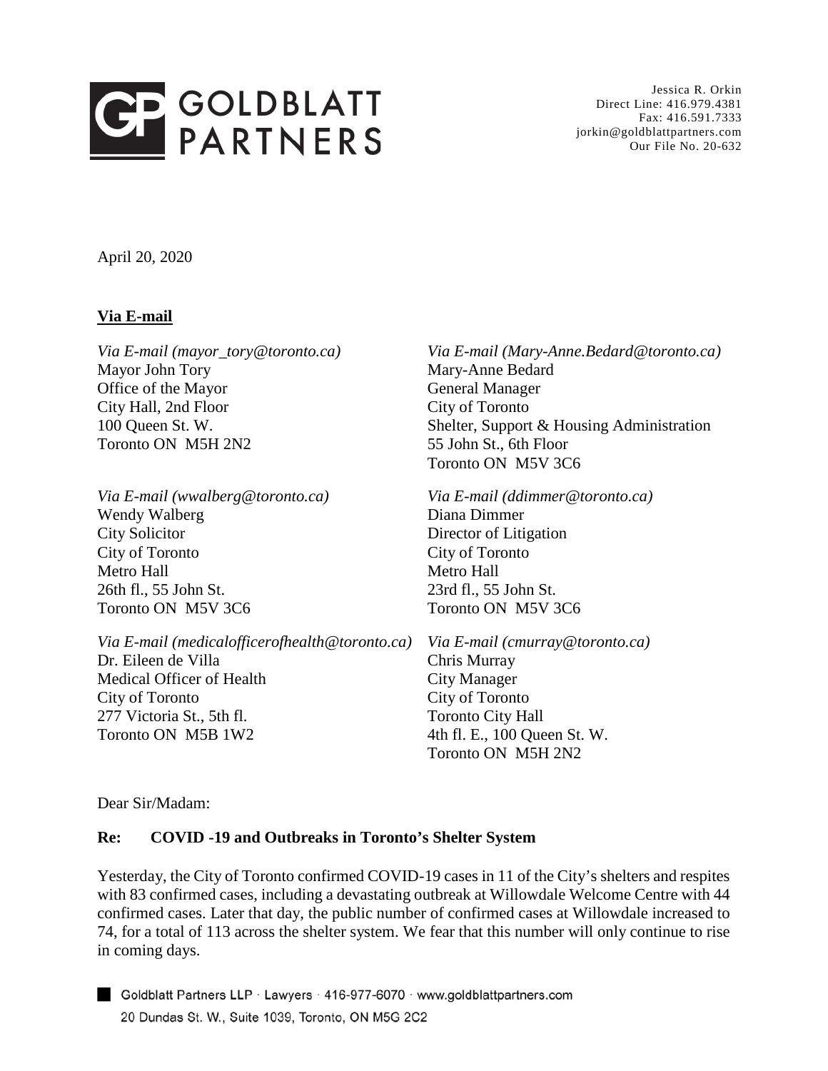GOLDBLATT PARTNERS

Jessica R. Orkin
Direct Line: 416.979.4381
Fax: 416.591.7333
jorkin@goldblattpartners.com
Our File No. 20-632

April 20, 2020

**Via E-mail**

*Via E-mail (mayor_tory@toronto.ca)*
Mayor John Tory
Office of the Mayor
City Hall, 2nd Floor
100 Queen St. W.
Toronto ON M5H 2N2

*Via E-mail (Mary-Anne.Bedard@toronto.ca)*
Mary-Anne Bedard
General Manager
City of Toronto
Shelter, Support & Housing Administration
55 John St., 6th Floor
Toronto ON M5V 3C6

*Via E-mail (wwalberg@toronto.ca)*
Wendy Walberg
City Solicitor
City of Toronto
Metro Hall
26th fl., 55 John St.
Toronto ON M5V 3C6

*Via E-mail (ddimmer@toronto.ca)*
Diana Dimmer
Director of Litigation
City of Toronto
Metro Hall
23rd fl., 55 John St.
Toronto ON M5V 3C6

*Via E-mail (medicalofficerofhealth@toronto.ca)*
Dr. Eileen de Villa
Medical Officer of Health
City of Toronto
277 Victoria St., 5th fl.
Toronto ON M5B 1W2

*Via E-mail (cmurray@toronto.ca)*
Chris Murray
City Manager
City of Toronto
Toronto City Hall
4th fl. E., 100 Queen St. W.
Toronto ON M5H 2N2

Dear Sir/Madam:

**Re: COVID -19 and Outbreaks in Toronto's Shelter System**

Yesterday, the City of Toronto confirmed COVID-19 cases in 11 of the City's shelters and respites with 83 confirmed cases, including a devastating outbreak at Willowdale Welcome Centre with 44 confirmed cases. Later that day, the public number of confirmed cases at Willowdale increased to 74, for a total of 113 across the shelter system. We fear that this number will only continue to rise in coming days.

Goldblatt Partners LLP · Lawyers · 416-977-6070 · www.goldblattpartners.com
20 Dundas St. W., Suite 1039, Toronto, ON M5G 2C2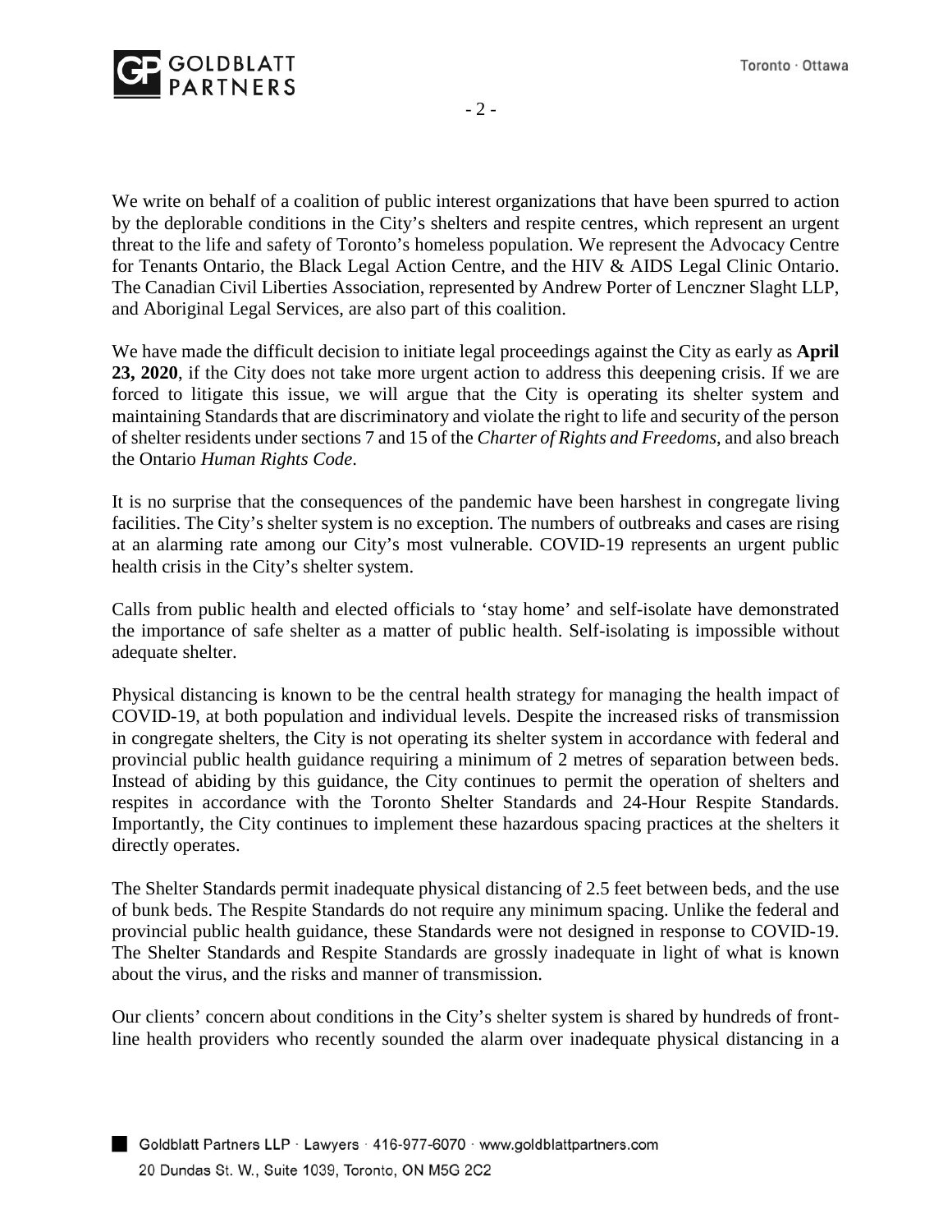We write on behalf of a coalition of public interest organizations that have been spurred to action by the deplorable conditions in the City's shelters and respite centres, which represent an urgent threat to the life and safety of Toronto's homeless population. We represent the Advocacy Centre for Tenants Ontario, the Black Legal Action Centre, and the HIV & AIDS Legal Clinic Ontario. The Canadian Civil Liberties Association, represented by Andrew Porter of Lenczner Slaght LLP, and Aboriginal Legal Services, are also part of this coalition.

We have made the difficult decision to initiate legal proceedings against the City as early as **April 23, 2020**, if the City does not take more urgent action to address this deepening crisis. If we are forced to litigate this issue, we will argue that the City is operating its shelter system and maintaining Standards that are discriminatory and violate the right to life and security of the person of shelter residents under sections 7 and 15 of the *Charter of Rights and Freedoms*, and also breach the Ontario *Human Rights Code*.

It is no surprise that the consequences of the pandemic have been harshest in congregate living facilities. The City's shelter system is no exception. The numbers of outbreaks and cases are rising at an alarming rate among our City's most vulnerable. COVID-19 represents an urgent public health crisis in the City's shelter system.

Calls from public health and elected officials to 'stay home' and self-isolate have demonstrated the importance of safe shelter as a matter of public health. Self-isolating is impossible without adequate shelter.

Physical distancing is known to be the central health strategy for managing the health impact of COVID-19, at both population and individual levels. Despite the increased risks of transmission in congregate shelters, the City is not operating its shelter system in accordance with federal and provincial public health guidance requiring a minimum of 2 metres of separation between beds. Instead of abiding by this guidance, the City continues to permit the operation of shelters and respites in accordance with the Toronto Shelter Standards and 24-Hour Respite Standards. Importantly, the City continues to implement these hazardous spacing practices at the shelters it directly operates.

The Shelter Standards permit inadequate physical distancing of 2.5 feet between beds, and the use of bunk beds. The Respite Standards do not require any minimum spacing. Unlike the federal and provincial public health guidance, these Standards were not designed in response to COVID-19. The Shelter Standards and Respite Standards are grossly inadequate in light of what is known about the virus, and the risks and manner of transmission.

Our clients' concern about conditions in the City's shelter system is shared by hundreds of front-line health providers who recently sounded the alarm over inadequate physical distancing in a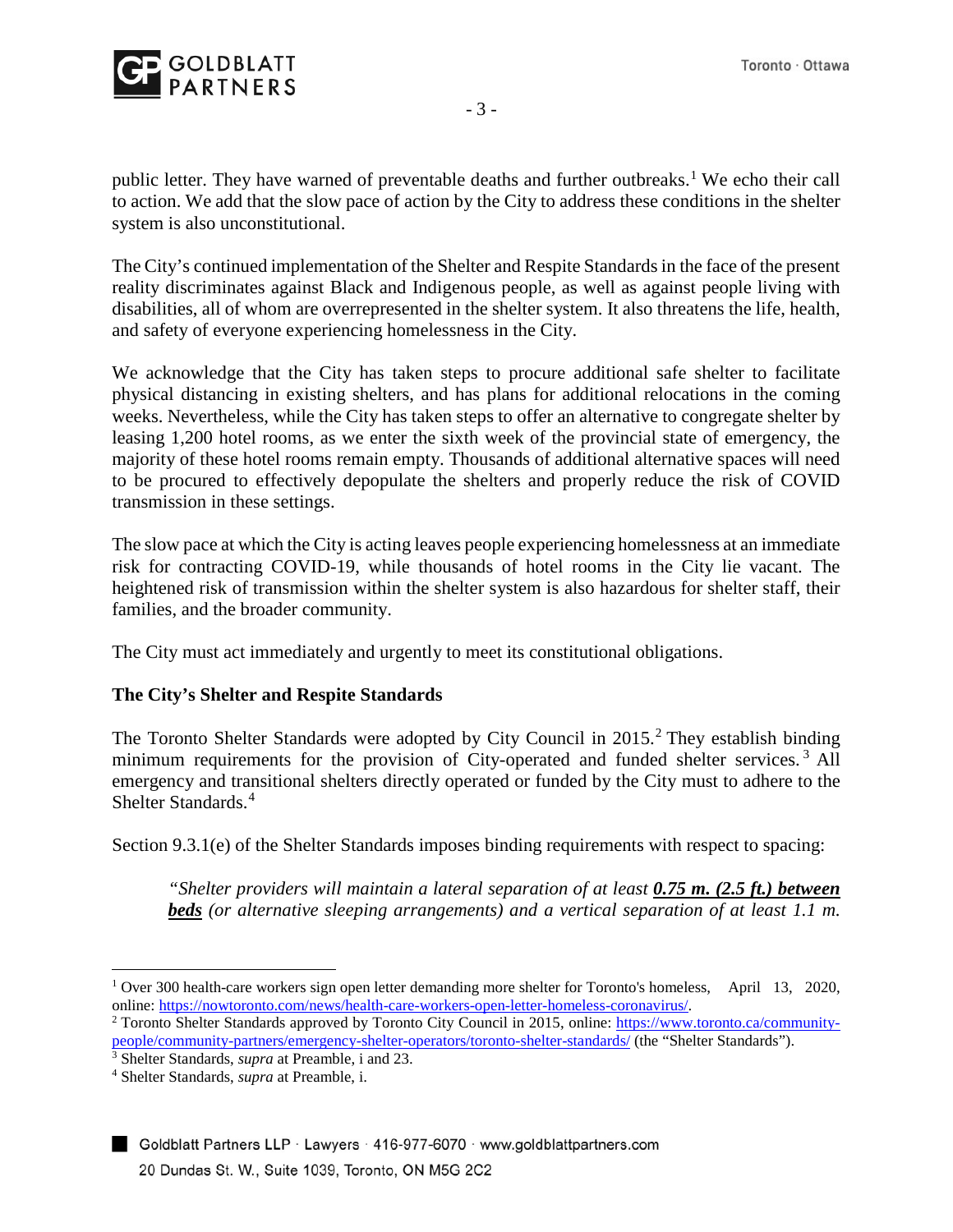public letter. They have warned of preventable deaths and further outbreaks.[1] We echo their call to action. We add that the slow pace of action by the City to address these conditions in the shelter system is also unconstitutional.

The City's continued implementation of the Shelter and Respite Standards in the face of the present reality discriminates against Black and Indigenous people, as well as against people living with disabilities, all of whom are overrepresented in the shelter system. It also threatens the life, health, and safety of everyone experiencing homelessness in the City.

We acknowledge that the City has taken steps to procure additional safe shelter to facilitate physical distancing in existing shelters, and has plans for additional relocations in the coming weeks. Nevertheless, while the City has taken steps to offer an alternative to congregate shelter by leasing 1,200 hotel rooms, as we enter the sixth week of the provincial state of emergency, the majority of these hotel rooms remain empty. Thousands of additional alternative spaces will need to be procured to effectively depopulate the shelters and properly reduce the risk of COVID transmission in these settings.

The slow pace at which the City is acting leaves people experiencing homelessness at an immediate risk for contracting COVID-19, while thousands of hotel rooms in the City lie vacant. The heightened risk of transmission within the shelter system is also hazardous for shelter staff, their families, and the broader community.

The City must act immediately and urgently to meet its constitutional obligations.

**The City's Shelter and Respite Standards**

The Toronto Shelter Standards were adopted by City Council in 2015.[2] They establish binding minimum requirements for the provision of City-operated and funded shelter services.[3] All emergency and transitional shelters directly operated or funded by the City must to adhere to the Shelter Standards.[4]

Section 9.3.1(e) of the Shelter Standards imposes binding requirements with respect to spacing:

> *"Shelter providers will maintain a lateral separation of at least **<u>0.75 m. (2.5 ft.) between beds</u>** (or alternative sleeping arrangements) and a vertical separation of at least 1.1 m.*

---

[1] Over 300 health-care workers sign open letter demanding more shelter for Toronto's homeless, April 13, 2020, online: https://nowtoronto.com/news/health-care-workers-open-letter-homeless-coronavirus/.

[2] Toronto Shelter Standards approved by Toronto City Council in 2015, online: https://www.toronto.ca/community-people/community-partners/emergency-shelter-operators/toronto-shelter-standards/ (the "Shelter Standards").

[3] Shelter Standards, *supra* at Preamble, i and 23.

[4] Shelter Standards, *supra* at Preamble, i.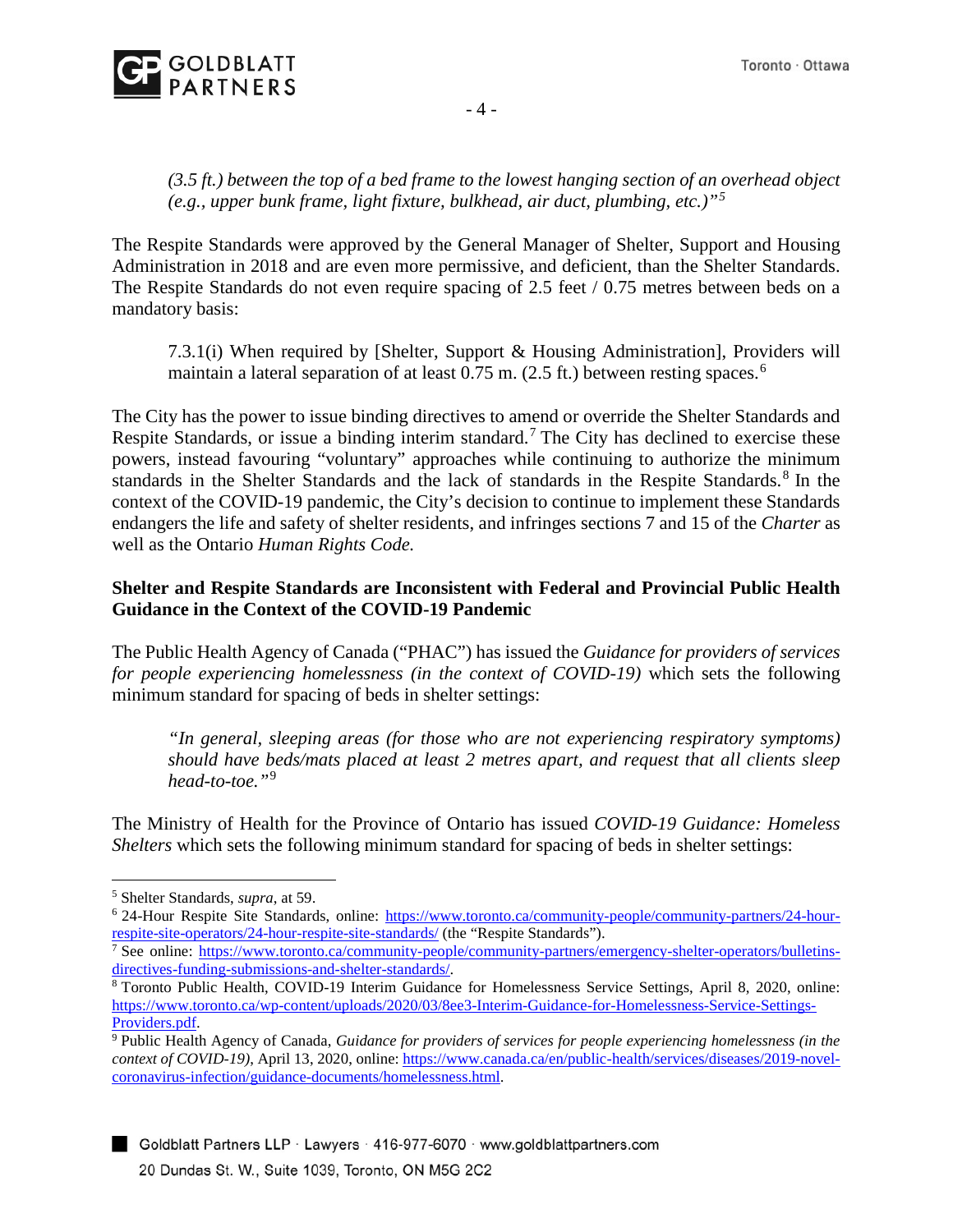*(3.5 ft.) between the top of a bed frame to the lowest hanging section of an overhead object (e.g., upper bunk frame, light fixture, bulkhead, air duct, plumbing, etc.)"*[5]

The Respite Standards were approved by the General Manager of Shelter, Support and Housing Administration in 2018 and are even more permissive, and deficient, than the Shelter Standards. The Respite Standards do not even require spacing of 2.5 feet / 0.75 metres between beds on a mandatory basis:

> 7.3.1(i) When required by [Shelter, Support & Housing Administration], Providers will maintain a lateral separation of at least 0.75 m. (2.5 ft.) between resting spaces.[6]

The City has the power to issue binding directives to amend or override the Shelter Standards and Respite Standards, or issue a binding interim standard.[7] The City has declined to exercise these powers, instead favouring "voluntary" approaches while continuing to authorize the minimum standards in the Shelter Standards and the lack of standards in the Respite Standards.[8] In the context of the COVID-19 pandemic, the City's decision to continue to implement these Standards endangers the life and safety of shelter residents, and infringes sections 7 and 15 of the *Charter* as well as the Ontario *Human Rights Code.*

**Shelter and Respite Standards are Inconsistent with Federal and Provincial Public Health Guidance in the Context of the COVID-19 Pandemic**

The Public Health Agency of Canada ("PHAC") has issued the *Guidance for providers of services for people experiencing homelessness (in the context of COVID-19)* which sets the following minimum standard for spacing of beds in shelter settings:

> *"In general, sleeping areas (for those who are not experiencing respiratory symptoms) should have beds/mats placed at least 2 metres apart, and request that all clients sleep head-to-toe."*[9]

The Ministry of Health for the Province of Ontario has issued *COVID-19 Guidance: Homeless Shelters* which sets the following minimum standard for spacing of beds in shelter settings:

---

[5] Shelter Standards, *supra*, at 59.

[6] 24-Hour Respite Site Standards, online: https://www.toronto.ca/community-people/community-partners/24-hour-respite-site-operators/24-hour-respite-site-standards/ (the "Respite Standards").

[7] See online: https://www.toronto.ca/community-people/community-partners/emergency-shelter-operators/bulletins-directives-funding-submissions-and-shelter-standards/.

[8] Toronto Public Health, COVID-19 Interim Guidance for Homelessness Service Settings, April 8, 2020, online: https://www.toronto.ca/wp-content/uploads/2020/03/8ee3-Interim-Guidance-for-Homelessness-Service-Settings-Providers.pdf.

[9] Public Health Agency of Canada, *Guidance for providers of services for people experiencing homelessness (in the context of COVID-19)*, April 13, 2020, online: https://www.canada.ca/en/public-health/services/diseases/2019-novel-coronavirus-infection/guidance-documents/homelessness.html.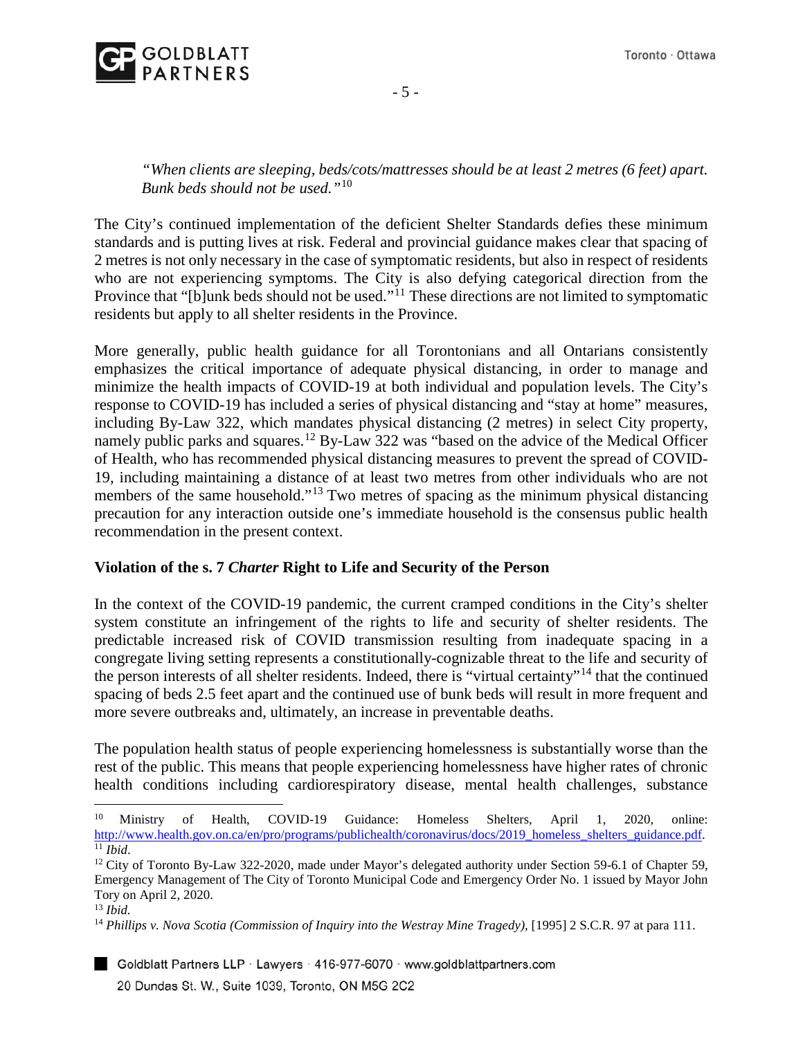*"When clients are sleeping, beds/cots/mattresses should be at least 2 metres (6 feet) apart. Bunk beds should not be used."*[10]

The City's continued implementation of the deficient Shelter Standards defies these minimum standards and is putting lives at risk. Federal and provincial guidance makes clear that spacing of 2 metres is not only necessary in the case of symptomatic residents, but also in respect of residents who are not experiencing symptoms. The City is also defying categorical direction from the Province that "[b]unk beds should not be used."[11] These directions are not limited to symptomatic residents but apply to all shelter residents in the Province.

More generally, public health guidance for all Torontonians and all Ontarians consistently emphasizes the critical importance of adequate physical distancing, in order to manage and minimize the health impacts of COVID-19 at both individual and population levels. The City's response to COVID-19 has included a series of physical distancing and "stay at home" measures, including By-Law 322, which mandates physical distancing (2 metres) in select City property, namely public parks and squares.[12] By-Law 322 was "based on the advice of the Medical Officer of Health, who has recommended physical distancing measures to prevent the spread of COVID-19, including maintaining a distance of at least two metres from other individuals who are not members of the same household."[13] Two metres of spacing as the minimum physical distancing precaution for any interaction outside one's immediate household is the consensus public health recommendation in the present context.

**Violation of the s. 7 *Charter* Right to Life and Security of the Person**

In the context of the COVID-19 pandemic, the current cramped conditions in the City's shelter system constitute an infringement of the rights to life and security of shelter residents. The predictable increased risk of COVID transmission resulting from inadequate spacing in a congregate living setting represents a constitutionally-cognizable threat to the life and security of the person interests of all shelter residents. Indeed, there is "virtual certainty"[14] that the continued spacing of beds 2.5 feet apart and the continued use of bunk beds will result in more frequent and more severe outbreaks and, ultimately, an increase in preventable deaths.

The population health status of people experiencing homelessness is substantially worse than the rest of the public. This means that people experiencing homelessness have higher rates of chronic health conditions including cardiorespiratory disease, mental health challenges, substance

---

[10] Ministry of Health, COVID-19 Guidance: Homeless Shelters, April 1, 2020, online: http://www.health.gov.on.ca/en/pro/programs/publichealth/coronavirus/docs/2019_homeless_shelters_guidance.pdf.

[11] *Ibid.*

[12] City of Toronto By-Law 322-2020, made under Mayor's delegated authority under Section 59-6.1 of Chapter 59, Emergency Management of The City of Toronto Municipal Code and Emergency Order No. 1 issued by Mayor John Tory on April 2, 2020.

[13] *Ibid.*

[14] *Phillips v. Nova Scotia (Commission of Inquiry into the Westray Mine Tragedy)*, [1995] 2 S.C.R. 97 at para 111.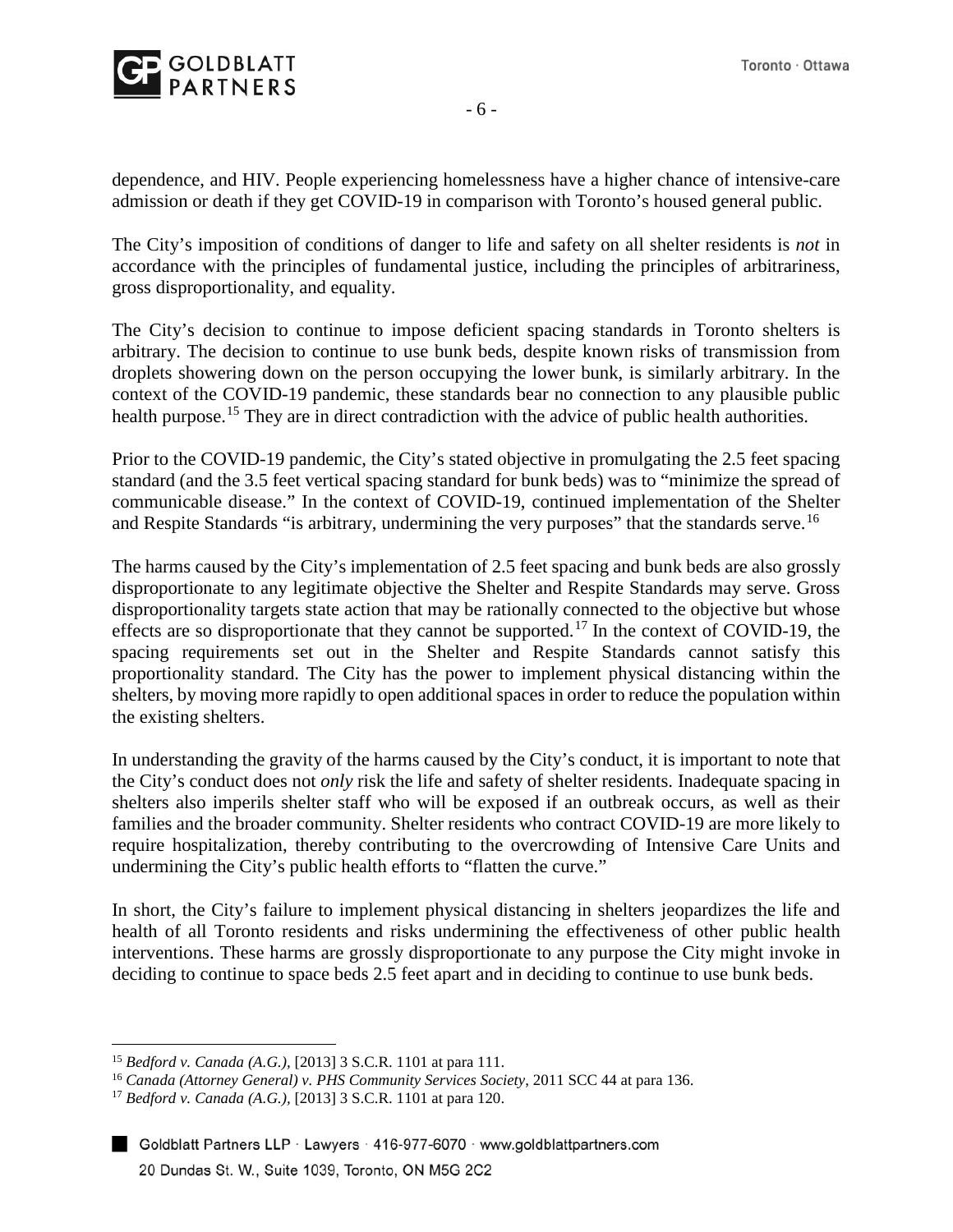dependence, and HIV. People experiencing homelessness have a higher chance of intensive-care admission or death if they get COVID-19 in comparison with Toronto's housed general public.

The City's imposition of conditions of danger to life and safety on all shelter residents is *not* in accordance with the principles of fundamental justice, including the principles of arbitrariness, gross disproportionality, and equality.

The City's decision to continue to impose deficient spacing standards in Toronto shelters is arbitrary. The decision to continue to use bunk beds, despite known risks of transmission from droplets showering down on the person occupying the lower bunk, is similarly arbitrary. In the context of the COVID-19 pandemic, these standards bear no connection to any plausible public health purpose.[15] They are in direct contradiction with the advice of public health authorities.

Prior to the COVID-19 pandemic, the City's stated objective in promulgating the 2.5 feet spacing standard (and the 3.5 feet vertical spacing standard for bunk beds) was to "minimize the spread of communicable disease." In the context of COVID-19, continued implementation of the Shelter and Respite Standards "is arbitrary, undermining the very purposes" that the standards serve.[16]

The harms caused by the City's implementation of 2.5 feet spacing and bunk beds are also grossly disproportionate to any legitimate objective the Shelter and Respite Standards may serve. Gross disproportionality targets state action that may be rationally connected to the objective but whose effects are so disproportionate that they cannot be supported.[17] In the context of COVID-19, the spacing requirements set out in the Shelter and Respite Standards cannot satisfy this proportionality standard. The City has the power to implement physical distancing within the shelters, by moving more rapidly to open additional spaces in order to reduce the population within the existing shelters.

In understanding the gravity of the harms caused by the City's conduct, it is important to note that the City's conduct does not *only* risk the life and safety of shelter residents. Inadequate spacing in shelters also imperils shelter staff who will be exposed if an outbreak occurs, as well as their families and the broader community. Shelter residents who contract COVID-19 are more likely to require hospitalization, thereby contributing to the overcrowding of Intensive Care Units and undermining the City's public health efforts to "flatten the curve."

In short, the City's failure to implement physical distancing in shelters jeopardizes the life and health of all Toronto residents and risks undermining the effectiveness of other public health interventions. These harms are grossly disproportionate to any purpose the City might invoke in deciding to continue to space beds 2.5 feet apart and in deciding to continue to use bunk beds.

---

[15] *Bedford v. Canada (A.G.)*, [2013] 3 S.C.R. 1101 at para 111.

[16] *Canada (Attorney General) v. PHS Community Services Society*, 2011 SCC 44 at para 136.

[17] *Bedford v. Canada (A.G.)*, [2013] 3 S.C.R. 1101 at para 120.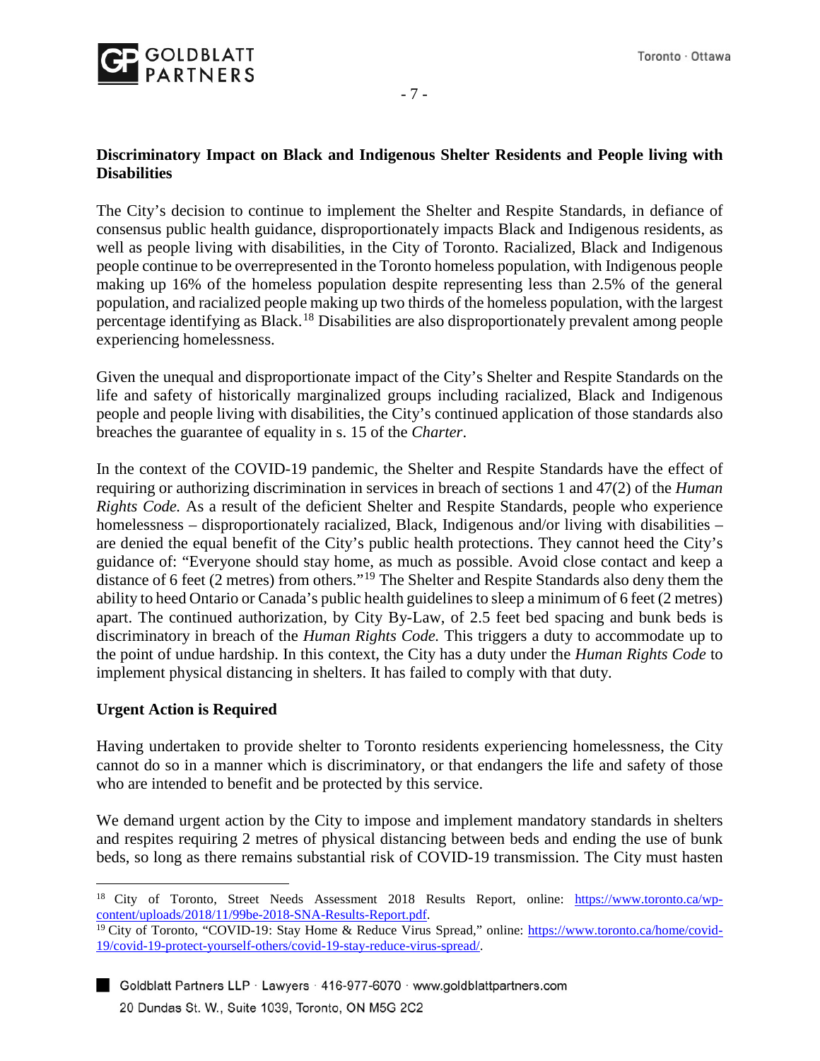**Discriminatory Impact on Black and Indigenous Shelter Residents and People living with Disabilities**

The City's decision to continue to implement the Shelter and Respite Standards, in defiance of consensus public health guidance, disproportionately impacts Black and Indigenous residents, as well as people living with disabilities, in the City of Toronto. Racialized, Black and Indigenous people continue to be overrepresented in the Toronto homeless population, with Indigenous people making up 16% of the homeless population despite representing less than 2.5% of the general population, and racialized people making up two thirds of the homeless population, with the largest percentage identifying as Black.[18] Disabilities are also disproportionately prevalent among people experiencing homelessness.

Given the unequal and disproportionate impact of the City's Shelter and Respite Standards on the life and safety of historically marginalized groups including racialized, Black and Indigenous people and people living with disabilities, the City's continued application of those standards also breaches the guarantee of equality in s. 15 of the *Charter*.

In the context of the COVID-19 pandemic, the Shelter and Respite Standards have the effect of requiring or authorizing discrimination in services in breach of sections 1 and 47(2) of the *Human Rights Code.* As a result of the deficient Shelter and Respite Standards, people who experience homelessness – disproportionately racialized, Black, Indigenous and/or living with disabilities – are denied the equal benefit of the City's public health protections. They cannot heed the City's guidance of: "Everyone should stay home, as much as possible. Avoid close contact and keep a distance of 6 feet (2 metres) from others."[19] The Shelter and Respite Standards also deny them the ability to heed Ontario or Canada's public health guidelines to sleep a minimum of 6 feet (2 metres) apart. The continued authorization, by City By-Law, of 2.5 feet bed spacing and bunk beds is discriminatory in breach of the *Human Rights Code.* This triggers a duty to accommodate up to the point of undue hardship. In this context, the City has a duty under the *Human Rights Code* to implement physical distancing in shelters. It has failed to comply with that duty.

**Urgent Action is Required**

Having undertaken to provide shelter to Toronto residents experiencing homelessness, the City cannot do so in a manner which is discriminatory, or that endangers the life and safety of those who are intended to benefit and be protected by this service.

We demand urgent action by the City to impose and implement mandatory standards in shelters and respites requiring 2 metres of physical distancing between beds and ending the use of bunk beds, so long as there remains substantial risk of COVID-19 transmission. The City must hasten

---

[18] City of Toronto, Street Needs Assessment 2018 Results Report, online: https://www.toronto.ca/wp-content/uploads/2018/11/99be-2018-SNA-Results-Report.pdf.

[19] City of Toronto, "COVID-19: Stay Home & Reduce Virus Spread," online: https://www.toronto.ca/home/covid-19/covid-19-protect-yourself-others/covid-19-stay-reduce-virus-spread/.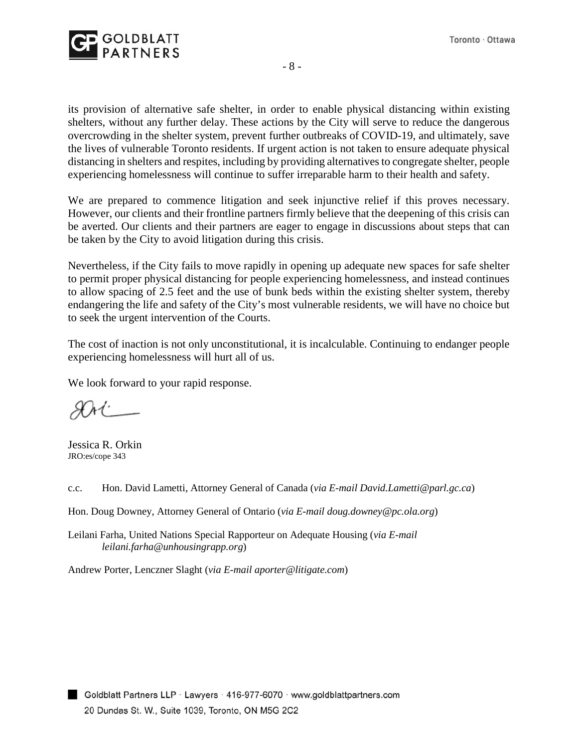its provision of alternative safe shelter, in order to enable physical distancing within existing shelters, without any further delay. These actions by the City will serve to reduce the dangerous overcrowding in the shelter system, prevent further outbreaks of COVID-19, and ultimately, save the lives of vulnerable Toronto residents. If urgent action is not taken to ensure adequate physical distancing in shelters and respites, including by providing alternatives to congregate shelter, people experiencing homelessness will continue to suffer irreparable harm to their health and safety.

We are prepared to commence litigation and seek injunctive relief if this proves necessary. However, our clients and their frontline partners firmly believe that the deepening of this crisis can be averted. Our clients and their partners are eager to engage in discussions about steps that can be taken by the City to avoid litigation during this crisis.

Nevertheless, if the City fails to move rapidly in opening up adequate new spaces for safe shelter to permit proper physical distancing for people experiencing homelessness, and instead continues to allow spacing of 2.5 feet and the use of bunk beds within the existing shelter system, thereby endangering the life and safety of the City's most vulnerable residents, we will have no choice but to seek the urgent intervention of the Courts.

The cost of inaction is not only unconstitutional, it is incalculable. Continuing to endanger people experiencing homelessness will hurt all of us.

We look forward to your rapid response.

Jessica R. Orkin
JRO:es/cope 343

c.c. Hon. David Lametti, Attorney General of Canada (*via E-mail David.Lametti@parl.gc.ca*)

Hon. Doug Downey, Attorney General of Ontario (*via E-mail doug.downey@pc.ola.org*)

Leilani Farha, United Nations Special Rapporteur on Adequate Housing (*via E-mail leilani.farha@unhousingrapp.org*)

Andrew Porter, Lenczner Slaght (*via E-mail aporter@litigate.com*)